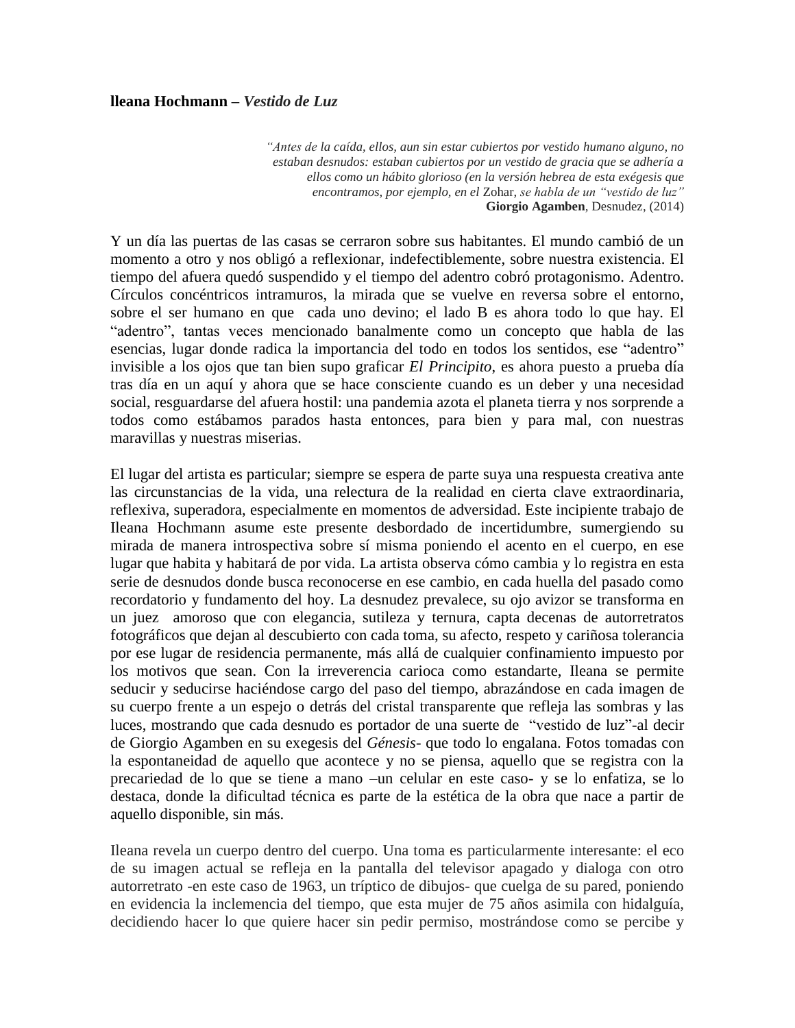**lleana Hochmann –** ***Vestido de Luz***

> *"Antes de la caída, ellos, aun sin estar cubiertos por vestido humano alguno, no estaban desnudos: estaban cubiertos por un vestido de gracia que se adhería a ellos como un hábito glorioso (en la versión hebrea de esta exégesis que encontramos, por ejemplo, en el* Zohar, *se habla de un "vestido de luz"*
> **Giorgio Agamben**, Desnudez, (2014)

Y un día las puertas de las casas se cerraron sobre sus habitantes. El mundo cambió de un momento a otro y nos obligó a reflexionar, indefectiblemente, sobre nuestra existencia. El tiempo del afuera quedó suspendido y el tiempo del adentro cobró protagonismo. Adentro. Círculos concéntricos intramuros, la mirada que se vuelve en reversa sobre el entorno, sobre el ser humano en que cada uno devino; el lado B es ahora todo lo que hay. El "adentro", tantas veces mencionado banalmente como un concepto que habla de las esencias, lugar donde radica la importancia del todo en todos los sentidos, ese "adentro" invisible a los ojos que tan bien supo graficar *El Principito*, es ahora puesto a prueba día tras día en un aquí y ahora que se hace consciente cuando es un deber y una necesidad social, resguardarse del afuera hostil: una pandemia azota el planeta tierra y nos sorprende a todos como estábamos parados hasta entonces, para bien y para mal, con nuestras maravillas y nuestras miserias.

El lugar del artista es particular; siempre se espera de parte suya una respuesta creativa ante las circunstancias de la vida, una relectura de la realidad en cierta clave extraordinaria, reflexiva, superadora, especialmente en momentos de adversidad. Este incipiente trabajo de Ileana Hochmann asume este presente desbordado de incertidumbre, sumergiendo su mirada de manera introspectiva sobre sí misma poniendo el acento en el cuerpo, en ese lugar que habita y habitará de por vida. La artista observa cómo cambia y lo registra en esta serie de desnudos donde busca reconocerse en ese cambio, en cada huella del pasado como recordatorio y fundamento del hoy. La desnudez prevalece, su ojo avizor se transforma en un juez amoroso que con elegancia, sutileza y ternura, capta decenas de autorretratos fotográficos que dejan al descubierto con cada toma, su afecto, respeto y cariñosa tolerancia por ese lugar de residencia permanente, más allá de cualquier confinamiento impuesto por los motivos que sean. Con la irreverencia carioca como estandarte, Ileana se permite seducir y seducirse haciéndose cargo del paso del tiempo, abrazándose en cada imagen de su cuerpo frente a un espejo o detrás del cristal transparente que refleja las sombras y las luces, mostrando que cada desnudo es portador de una suerte de "vestido de luz"-al decir de Giorgio Agamben en su exegesis del *Génesis*- que todo lo engalana. Fotos tomadas con la espontaneidad de aquello que acontece y no se piensa, aquello que se registra con la precariedad de lo que se tiene a mano –un celular en este caso- y se lo enfatiza, se lo destaca, donde la dificultad técnica es parte de la estética de la obra que nace a partir de aquello disponible, sin más.

Ileana revela un cuerpo dentro del cuerpo. Una toma es particularmente interesante: el eco de su imagen actual se refleja en la pantalla del televisor apagado y dialoga con otro autorretrato -en este caso de 1963, un tríptico de dibujos- que cuelga de su pared, poniendo en evidencia la inclemencia del tiempo, que esta mujer de 75 años asimila con hidalguía, decidiendo hacer lo que quiere hacer sin pedir permiso, mostrándose como se percibe y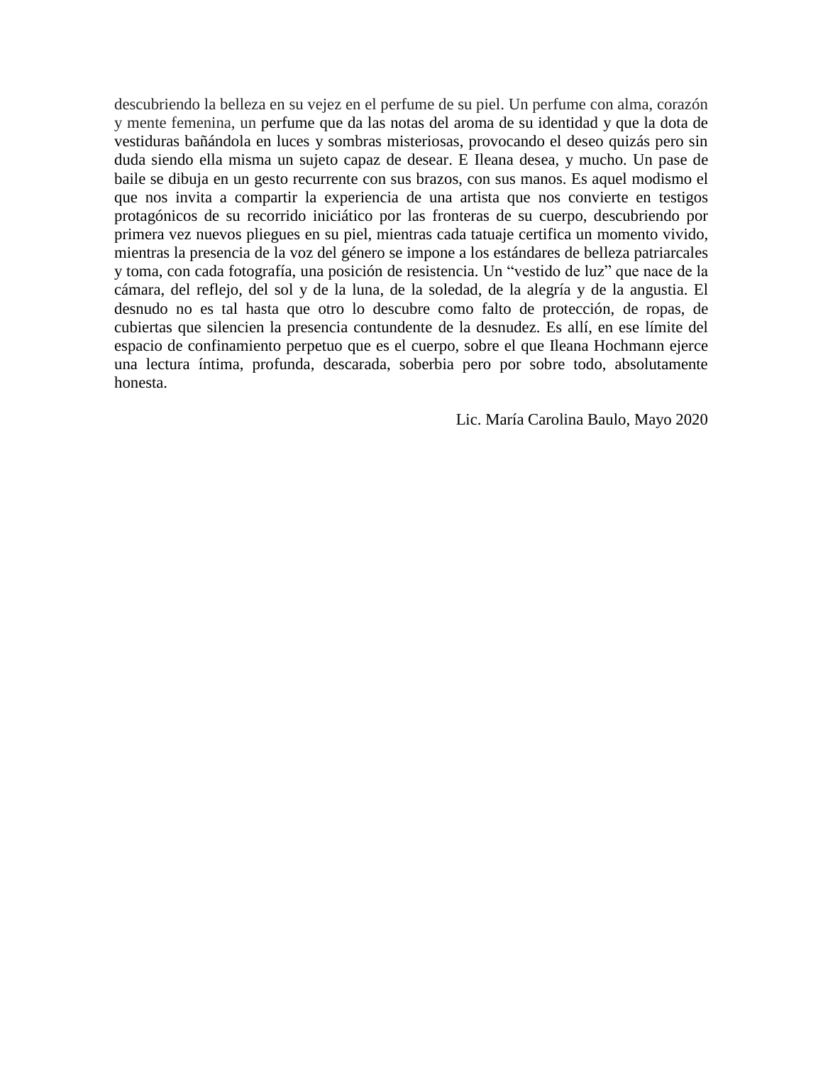descubriendo la belleza en su vejez en el perfume de su piel. Un perfume con alma, corazón y mente femenina, un perfume que da las notas del aroma de su identidad y que la dota de vestiduras bañándola en luces y sombras misteriosas, provocando el deseo quizás pero sin duda siendo ella misma un sujeto capaz de desear. E Ileana desea, y mucho. Un pase de baile se dibuja en un gesto recurrente con sus brazos, con sus manos. Es aquel modismo el que nos invita a compartir la experiencia de una artista que nos convierte en testigos protagónicos de su recorrido iniciático por las fronteras de su cuerpo, descubriendo por primera vez nuevos pliegues en su piel, mientras cada tatuaje certifica un momento vivido, mientras la presencia de la voz del género se impone a los estándares de belleza patriarcales y toma, con cada fotografía, una posición de resistencia. Un "vestido de luz" que nace de la cámara, del reflejo, del sol y de la luna, de la soledad, de la alegría y de la angustia. El desnudo no es tal hasta que otro lo descubre como falto de protección, de ropas, de cubiertas que silencien la presencia contundente de la desnudez. Es allí, en ese límite del espacio de confinamiento perpetuo que es el cuerpo, sobre el que Ileana Hochmann ejerce una lectura íntima, profunda, descarada, soberbia pero por sobre todo, absolutamente honesta.

Lic. María Carolina Baulo, Mayo 2020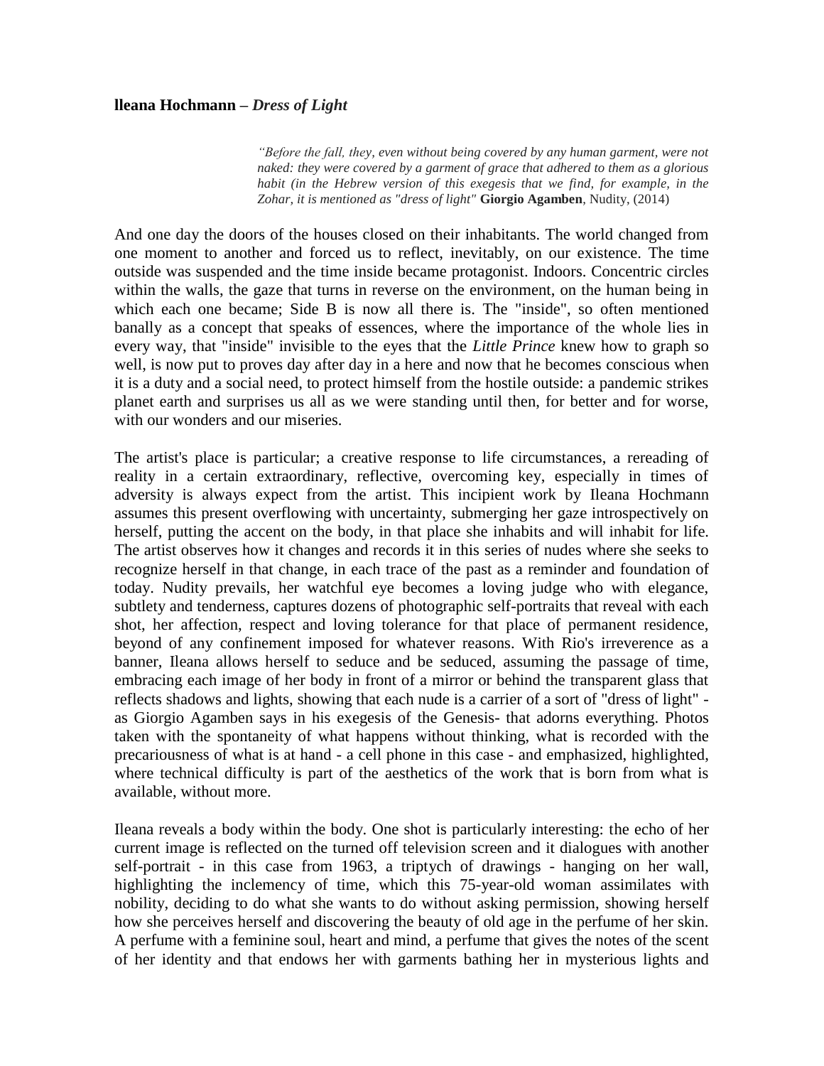**Ileana Hochmann –** ***Dress of Light***

> *"Before the fall, they, even without being covered by any human garment, were not naked: they were covered by a garment of grace that adhered to them as a glorious habit (in the Hebrew version of this exegesis that we find, for example, in the Zohar, it is mentioned as "dress of light"* **Giorgio Agamben**, Nudity, (2014)

And one day the doors of the houses closed on their inhabitants. The world changed from one moment to another and forced us to reflect, inevitably, on our existence. The time outside was suspended and the time inside became protagonist. Indoors. Concentric circles within the walls, the gaze that turns in reverse on the environment, on the human being in which each one became; Side B is now all there is. The "inside", so often mentioned banally as a concept that speaks of essences, where the importance of the whole lies in every way, that "inside" invisible to the eyes that the *Little Prince* knew how to graph so well, is now put to proves day after day in a here and now that he becomes conscious when it is a duty and a social need, to protect himself from the hostile outside: a pandemic strikes planet earth and surprises us all as we were standing until then, for better and for worse, with our wonders and our miseries.

The artist's place is particular; a creative response to life circumstances, a rereading of reality in a certain extraordinary, reflective, overcoming key, especially in times of adversity is always expect from the artist. This incipient work by Ileana Hochmann assumes this present overflowing with uncertainty, submerging her gaze introspectively on herself, putting the accent on the body, in that place she inhabits and will inhabit for life. The artist observes how it changes and records it in this series of nudes where she seeks to recognize herself in that change, in each trace of the past as a reminder and foundation of today. Nudity prevails, her watchful eye becomes a loving judge who with elegance, subtlety and tenderness, captures dozens of photographic self-portraits that reveal with each shot, her affection, respect and loving tolerance for that place of permanent residence, beyond of any confinement imposed for whatever reasons. With Rio's irreverence as a banner, Ileana allows herself to seduce and be seduced, assuming the passage of time, embracing each image of her body in front of a mirror or behind the transparent glass that reflects shadows and lights, showing that each nude is a carrier of a sort of "dress of light" - as Giorgio Agamben says in his exegesis of the Genesis- that adorns everything. Photos taken with the spontaneity of what happens without thinking, what is recorded with the precariousness of what is at hand - a cell phone in this case - and emphasized, highlighted, where technical difficulty is part of the aesthetics of the work that is born from what is available, without more.

Ileana reveals a body within the body. One shot is particularly interesting: the echo of her current image is reflected on the turned off television screen and it dialogues with another self-portrait - in this case from 1963, a triptych of drawings - hanging on her wall, highlighting the inclemency of time, which this 75-year-old woman assimilates with nobility, deciding to do what she wants to do without asking permission, showing herself how she perceives herself and discovering the beauty of old age in the perfume of her skin. A perfume with a feminine soul, heart and mind, a perfume that gives the notes of the scent of her identity and that endows her with garments bathing her in mysterious lights and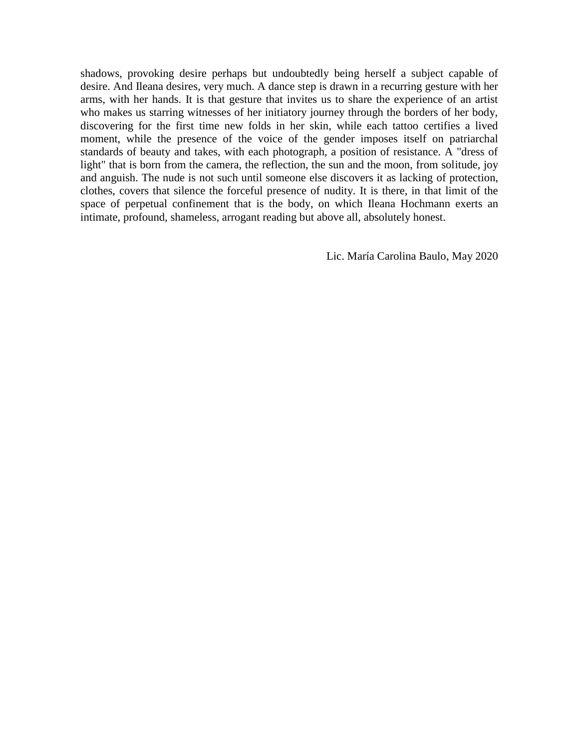shadows, provoking desire perhaps but undoubtedly being herself a subject capable of desire. And Ileana desires, very much. A dance step is drawn in a recurring gesture with her arms, with her hands. It is that gesture that invites us to share the experience of an artist who makes us starring witnesses of her initiatory journey through the borders of her body, discovering for the first time new folds in her skin, while each tattoo certifies a lived moment, while the presence of the voice of the gender imposes itself on patriarchal standards of beauty and takes, with each photograph, a position of resistance. A "dress of light" that is born from the camera, the reflection, the sun and the moon, from solitude, joy and anguish. The nude is not such until someone else discovers it as lacking of protection, clothes, covers that silence the forceful presence of nudity. It is there, in that limit of the space of perpetual confinement that is the body, on which Ileana Hochmann exerts an intimate, profound, shameless, arrogant reading but above all, absolutely honest.

Lic. María Carolina Baulo, May 2020